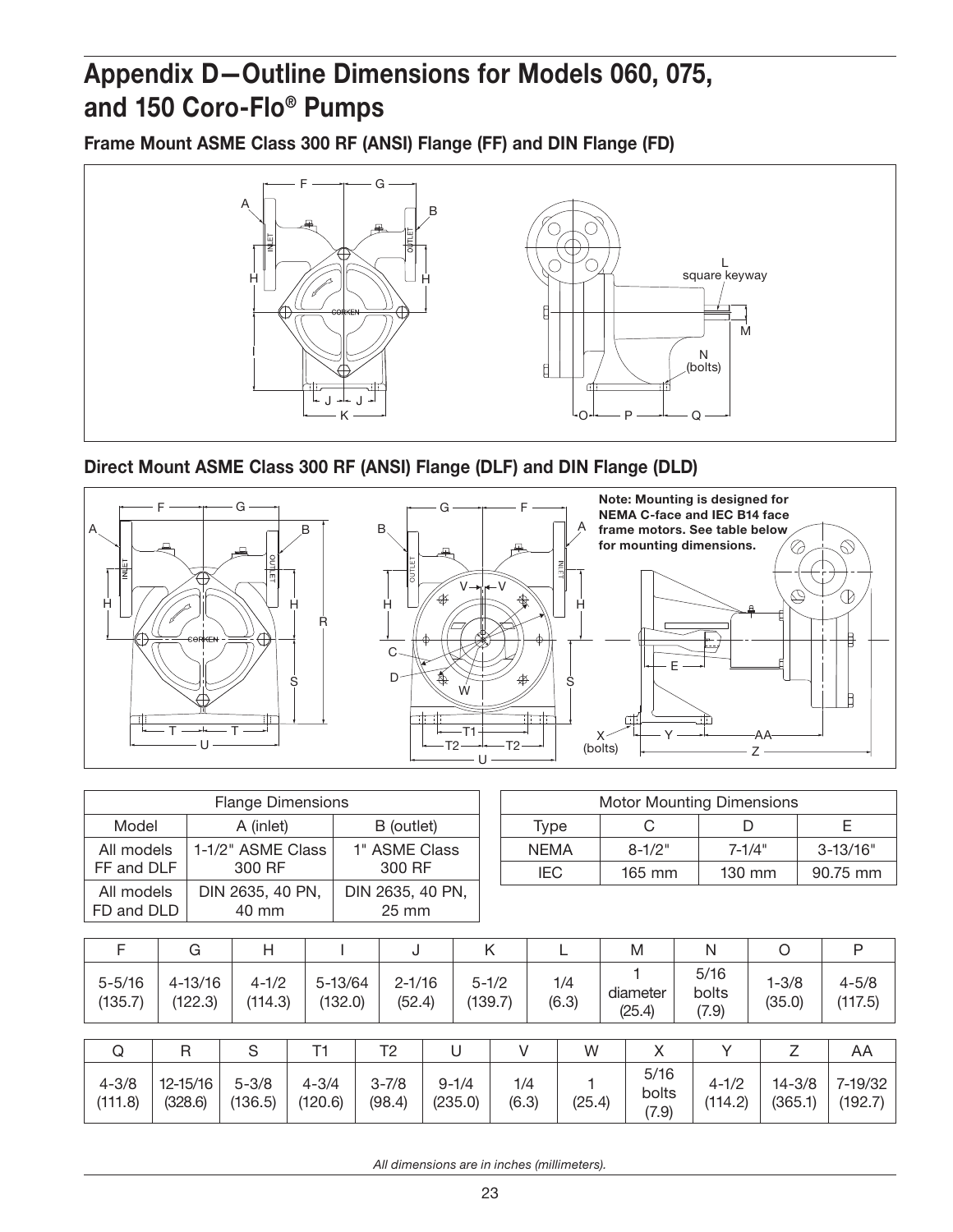# Appendix D—Outline Dimensions for Models 060, 075, and 150 Coro-Flo® Pumps

## Frame Mount ASME Class 300 RF (ANSI) Flange (FF) and DIN Flange (FD)

## Direct Mount ASME Class 300 RF (ANSI) Flange (DLF) and DIN Flange (DLD)

**Note: Mounting is designed for NEMA C-face and IEC B14 face frame motors. See table below for mounting dimensions.**

| Flange Dimensions | | |
|---|---|---|
| Model | A (inlet) | B (outlet) |
| All models FF and DLF | 1-1/2" ASME Class 300 RF | 1" ASME Class 300 RF |
| All models FD and DLD | DIN 2635, 40 PN, 40 mm | DIN 2635, 40 PN, 25 mm |

| Motor Mounting Dimensions | | | |
|---|---|---|---|
| Type | C | D | E |
| NEMA | 8-1/2" | 7-1/4" | 3-13/16" |
| IEC | 165 mm | 130 mm | 90.75 mm |

| F | G | H | I | J | K | L | M | N | O | P |
|---|---|---|---|---|---|---|---|---|---|---|
| 5-5/16 (135.7) | 4-13/16 (122.3) | 4-1/2 (114.3) | 5-13/64 (132.0) | 2-1/16 (52.4) | 5-1/2 (139.7) | 1/4 (6.3) | 1 diameter (25.4) | 5/16 bolts (7.9) | 1-3/8 (35.0) | 4-5/8 (117.5) |

| Q | R | S | T1 | T2 | U | V | W | X | Y | Z | AA |
|---|---|---|---|---|---|---|---|---|---|---|---|
| 4-3/8 (111.8) | 12-15/16 (328.6) | 5-3/8 (136.5) | 4-3/4 (120.6) | 3-7/8 (98.4) | 9-1/4 (235.0) | 1/4 (6.3) | 1 (25.4) | 5/16 bolts (7.9) | 4-1/2 (114.2) | 14-3/8 (365.1) | 7-19/32 (192.7) |

*All dimensions are in inches (millimeters).*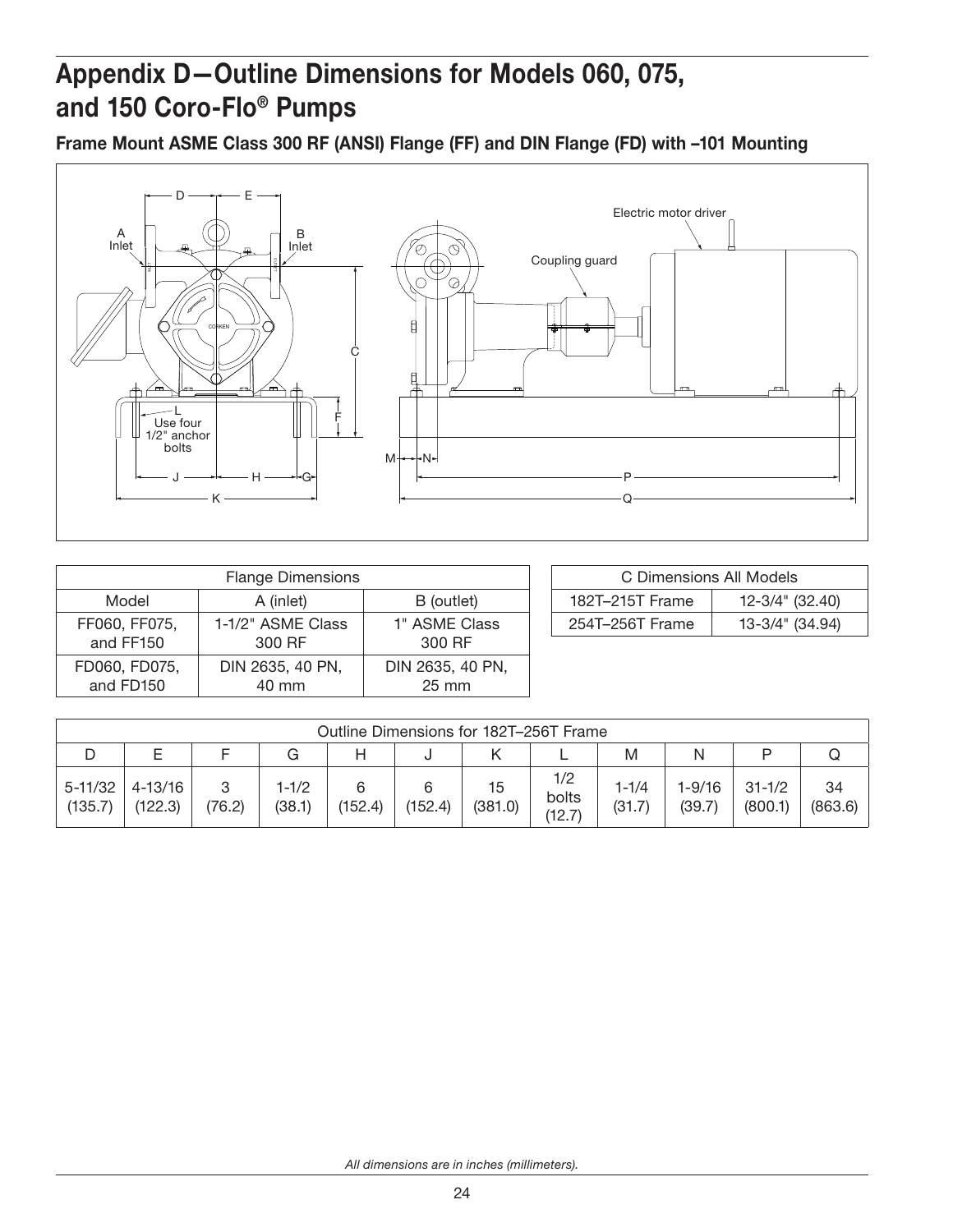# Appendix D—Outline Dimensions for Models 060, 075, and 150 Coro-Flo® Pumps

## Frame Mount ASME Class 300 RF (ANSI) Flange (FF) and DIN Flange (FD) with –101 Mounting

D
E
A Inlet
B Inlet
C
F
L Use four 1/2" anchor bolts
J
H
G
K
Electric motor driver
Coupling guard
M
N
P
Q

| Flange Dimensions | | |
|---|---|---|
| Model | A (inlet) | B (outlet) |
| FF060, FF075, and FF150 | 1-1/2" ASME Class 300 RF | 1" ASME Class 300 RF |
| FD060, FD075, and FD150 | DIN 2635, 40 PN, 40 mm | DIN 2635, 40 PN, 25 mm |

| C Dimensions All Models | |
|---|---|
| 182T–215T Frame | 12-3/4" (32.40) |
| 254T–256T Frame | 13-3/4" (34.94) |

| Outline Dimensions for 182T–256T Frame | | | | | | | | | | | |
|---|---|---|---|---|---|---|---|---|---|---|---|
| D | E | F | G | H | J | K | L | M | N | P | Q |
| 5-11/32 (135.7) | 4-13/16 (122.3) | 3 (76.2) | 1-1/2 (38.1) | 6 (152.4) | 6 (152.4) | 15 (381.0) | 1/2 bolts (12.7) | 1-1/4 (31.7) | 1-9/16 (39.7) | 31-1/2 (800.1) | 34 (863.6) |

*All dimensions are in inches (millimeters).*